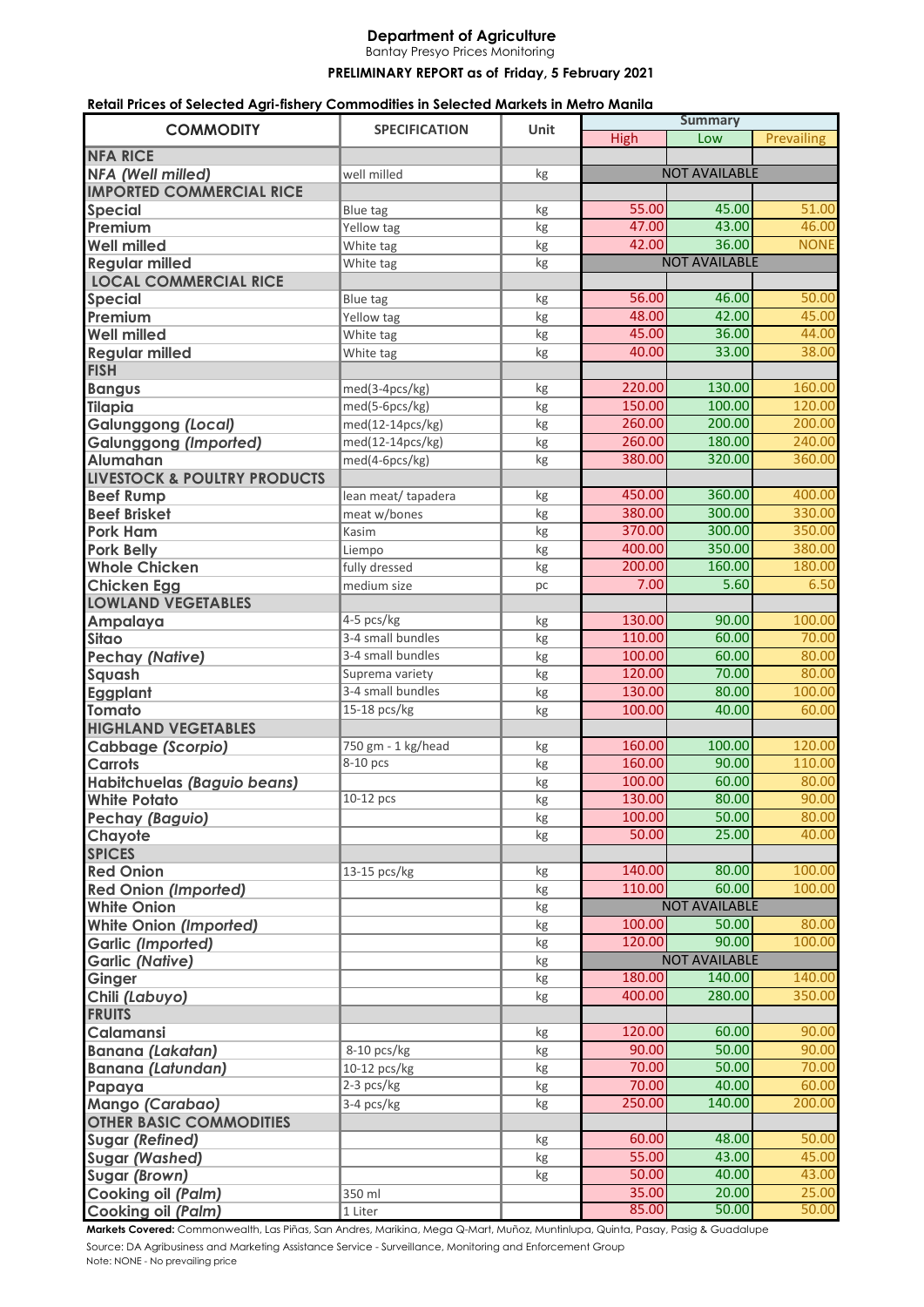# Department of Agriculture

Bantay Presyo Prices Monitoring

**PRELIMINARY REPORT as of Friday, 5 February 2021**

**Retail Prices of Selected Agri-fishery Commodities in Selected Markets in Metro Manila**

| COMMODITY | SPECIFICATION | Unit | Summary | | |
|---|---|---|---|---|---|
| | | | High | Low | Prevailing |
| **NFA RICE** | | | | | |
| ***NFA (Well milled)*** | well milled | kg | NOT AVAILABLE | | |
| **IMPORTED COMMERCIAL RICE** | | | | | |
| **Special** | Blue tag | kg | 55.00 | 45.00 | 51.00 |
| **Premium** | Yellow tag | kg | 47.00 | 43.00 | 46.00 |
| **Well milled** | White tag | kg | 42.00 | 36.00 | NONE |
| **Regular milled** | White tag | kg | NOT AVAILABLE | | |
| **LOCAL COMMERCIAL RICE** | | | | | |
| **Special** | Blue tag | kg | 56.00 | 46.00 | 50.00 |
| **Premium** | Yellow tag | kg | 48.00 | 42.00 | 45.00 |
| **Well milled** | White tag | kg | 45.00 | 36.00 | 44.00 |
| **Regular milled** | White tag | kg | 40.00 | 33.00 | 38.00 |
| **FISH** | | | | | |
| **Bangus** | med(3-4pcs/kg) | kg | 220.00 | 130.00 | 160.00 |
| **Tilapia** | med(5-6pcs/kg) | kg | 150.00 | 100.00 | 120.00 |
| **Galunggong *(Local)*** | med(12-14pcs/kg) | kg | 260.00 | 200.00 | 200.00 |
| **Galunggong *(Imported)*** | med(12-14pcs/kg) | kg | 260.00 | 180.00 | 240.00 |
| **Alumahan** | med(4-6pcs/kg) | kg | 380.00 | 320.00 | 360.00 |
| **LIVESTOCK & POULTRY PRODUCTS** | | | | | |
| **Beef Rump** | lean meat/ tapadera | kg | 450.00 | 360.00 | 400.00 |
| **Beef Brisket** | meat w/bones | kg | 380.00 | 300.00 | 330.00 |
| **Pork Ham** | Kasim | kg | 370.00 | 300.00 | 350.00 |
| **Pork Belly** | Liempo | kg | 400.00 | 350.00 | 380.00 |
| **Whole Chicken** | fully dressed | kg | 200.00 | 160.00 | 180.00 |
| **Chicken Egg** | medium size | pc | 7.00 | 5.60 | 6.50 |
| **LOWLAND VEGETABLES** | | | | | |
| **Ampalaya** | 4-5 pcs/kg | kg | 130.00 | 90.00 | 100.00 |
| **Sitao** | 3-4 small bundles | kg | 110.00 | 60.00 | 70.00 |
| **Pechay *(Native)*** | 3-4 small bundles | kg | 100.00 | 60.00 | 80.00 |
| **Squash** | Suprema variety | kg | 120.00 | 70.00 | 80.00 |
| **Eggplant** | 3-4 small bundles | kg | 130.00 | 80.00 | 100.00 |
| **Tomato** | 15-18 pcs/kg | kg | 100.00 | 40.00 | 60.00 |
| **HIGHLAND VEGETABLES** | | | | | |
| **Cabbage *(Scorpio)*** | 750 gm - 1 kg/head | kg | 160.00 | 100.00 | 120.00 |
| **Carrots** | 8-10 pcs | kg | 160.00 | 90.00 | 110.00 |
| **Habitchuelas *(Baguio beans)*** | | kg | 100.00 | 60.00 | 80.00 |
| **White Potato** | 10-12 pcs | kg | 130.00 | 80.00 | 90.00 |
| **Pechay *(Baguio)*** | | kg | 100.00 | 50.00 | 80.00 |
| **Chayote** | | kg | 50.00 | 25.00 | 40.00 |
| **SPICES** | | | | | |
| **Red Onion** | 13-15 pcs/kg | kg | 140.00 | 80.00 | 100.00 |
| **Red Onion *(Imported)*** | | kg | 110.00 | 60.00 | 100.00 |
| **White Onion** | | kg | NOT AVAILABLE | | |
| **White Onion *(Imported)*** | | kg | 100.00 | 50.00 | 80.00 |
| **Garlic *(Imported)*** | | kg | 120.00 | 90.00 | 100.00 |
| **Garlic *(Native)*** | | kg | NOT AVAILABLE | | |
| **Ginger** | | kg | 180.00 | 140.00 | 140.00 |
| **Chili *(Labuyo)*** | | kg | 400.00 | 280.00 | 350.00 |
| **FRUITS** | | | | | |
| **Calamansi** | | kg | 120.00 | 60.00 | 90.00 |
| **Banana *(Lakatan)*** | 8-10 pcs/kg | kg | 90.00 | 50.00 | 90.00 |
| **Banana *(Latundan)*** | 10-12 pcs/kg | kg | 70.00 | 50.00 | 70.00 |
| **Papaya** | 2-3 pcs/kg | kg | 70.00 | 40.00 | 60.00 |
| **Mango *(Carabao)*** | 3-4 pcs/kg | kg | 250.00 | 140.00 | 200.00 |
| **OTHER BASIC COMMODITIES** | | | | | |
| **Sugar *(Refined)*** | | kg | 60.00 | 48.00 | 50.00 |
| **Sugar *(Washed)*** | | kg | 55.00 | 43.00 | 45.00 |
| **Sugar *(Brown)*** | | kg | 50.00 | 40.00 | 43.00 |
| **Cooking oil *(Palm)*** | 350 ml | | 35.00 | 20.00 | 25.00 |
| **Cooking oil *(Palm)*** | 1 Liter | | 85.00 | 50.00 | 50.00 |

**Markets Covered:** Commonwealth, Las Piñas, San Andres, Marikina, Mega Q-Mart, Muñoz, Muntinlupa, Quinta, Pasay, Pasig & Guadalupe

Source: DA Agribusiness and Marketing Assistance Service - Surveillance, Monitoring and Enforcement Group

Note: NONE - No prevailing price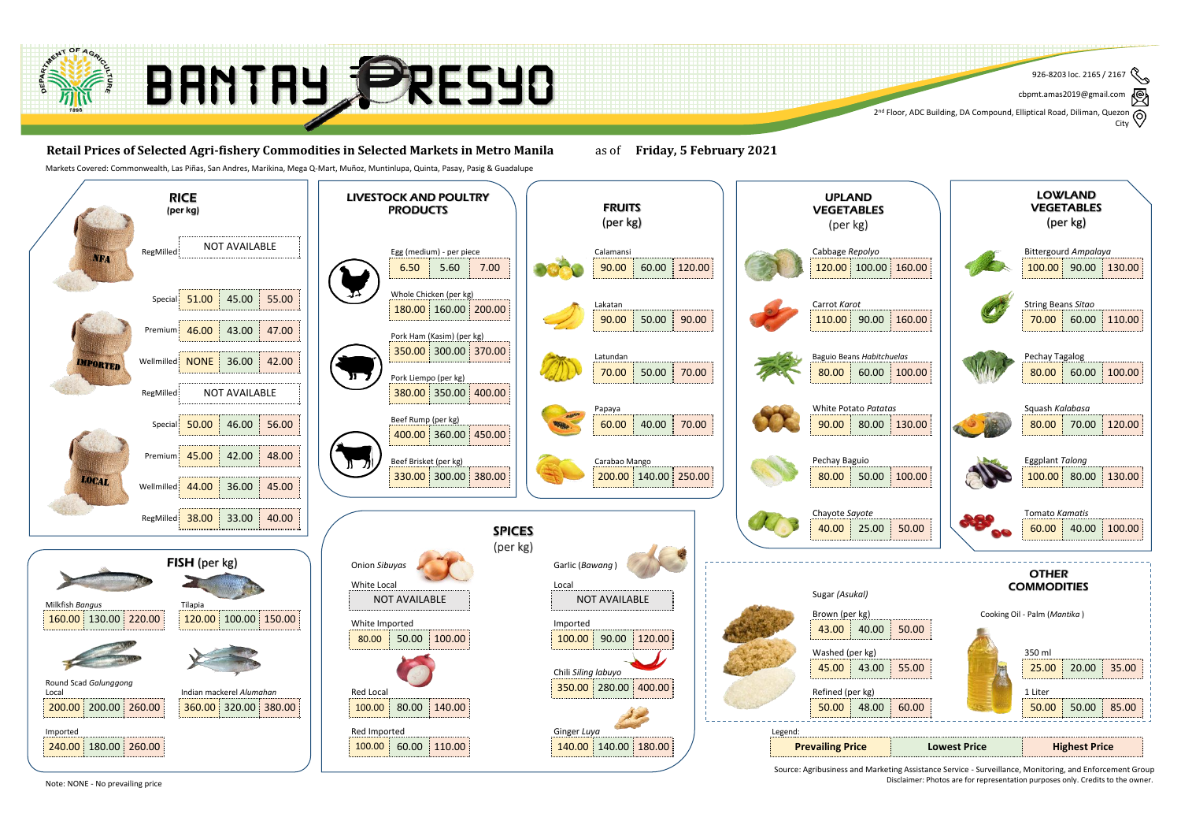# BANTAY PRESYO

Department of Agriculture

926-8203 loc. 2165 / 2167

cbpmt.amas2019@gmail.com

2nd Floor, ADC Building, DA Compound, Elliptical Road, Diliman, Quezon City

## Retail Prices of Selected Agri-fishery Commodities in Selected Markets in Metro Manila as of Friday, 5 February 2021

Markets Covered: Commonwealth, Las Piñas, San Andres, Marikina, Mega Q-Mart, Muñoz, Muntinlupa, Quinta, Pasay, Pasig & Guadalupe

Legend: Prevailing Price | Lowest Price | Highest Price

### RICE (per kg)

| Type | Variety | Prevailing Price | Lowest Price | Highest Price |
|---|---|---|---|---|
| NFA | RegMilled | NOT AVAILABLE | | |
| IMPORTED | Special | 51.00 | 45.00 | 55.00 |
| IMPORTED | Premium | 46.00 | 43.00 | 47.00 |
| IMPORTED | Wellmilled | NONE | 36.00 | 42.00 |
| IMPORTED | RegMilled | NOT AVAILABLE | | |
| LOCAL | Special | 50.00 | 46.00 | 56.00 |
| LOCAL | Premium | 45.00 | 42.00 | 48.00 |
| LOCAL | Wellmilled | 44.00 | 36.00 | 45.00 |
| LOCAL | RegMilled | 38.00 | 33.00 | 40.00 |

### LIVESTOCK AND POULTRY PRODUCTS

| Commodity | Prevailing Price | Lowest Price | Highest Price |
|---|---|---|---|
| Egg (medium) - per piece | 6.50 | 5.60 | 7.00 |
| Whole Chicken (per kg) | 180.00 | 160.00 | 200.00 |
| Pork Ham (Kasim) (per kg) | 350.00 | 300.00 | 370.00 |
| Pork Liempo (per kg) | 380.00 | 350.00 | 400.00 |
| Beef Rump (per kg) | 400.00 | 360.00 | 450.00 |
| Beef Brisket (per kg) | 330.00 | 300.00 | 380.00 |

### FRUITS (per kg)

| Commodity | Prevailing Price | Lowest Price | Highest Price |
|---|---|---|---|
| Calamansi | 90.00 | 60.00 | 120.00 |
| Lakatan | 90.00 | 50.00 | 90.00 |
| Latundan | 70.00 | 50.00 | 70.00 |
| Papaya | 60.00 | 40.00 | 70.00 |
| Carabao Mango | 200.00 | 140.00 | 250.00 |

### UPLAND VEGETABLES (per kg)

| Commodity | Prevailing Price | Lowest Price | Highest Price |
|---|---|---|---|
| Cabbage *Repolyo* | 120.00 | 100.00 | 160.00 |
| Carrot *Karot* | 110.00 | 90.00 | 160.00 |
| Baguio Beans *Habitchuelas* | 80.00 | 60.00 | 100.00 |
| White Potato *Patatas* | 90.00 | 80.00 | 130.00 |
| Pechay Baguio | 80.00 | 50.00 | 100.00 |
| Chayote *Sayote* | 40.00 | 25.00 | 50.00 |

### LOWLAND VEGETABLES (per kg)

| Commodity | Prevailing Price | Lowest Price | Highest Price |
|---|---|---|---|
| Bittergourd *Ampalaya* | 100.00 | 90.00 | 130.00 |
| String Beans *Sitao* | 70.00 | 60.00 | 110.00 |
| Pechay Tagalog | 80.00 | 60.00 | 100.00 |
| Squash *Kalabasa* | 80.00 | 70.00 | 120.00 |
| Eggplant *Talong* | 100.00 | 80.00 | 130.00 |
| Tomato *Kamatis* | 60.00 | 40.00 | 100.00 |

### FISH (per kg)

| Commodity | Prevailing Price | Lowest Price | Highest Price |
|---|---|---|---|
| Milkfish *Bangus* | 160.00 | 130.00 | 220.00 |
| Tilapia | 120.00 | 100.00 | 150.00 |
| Round Scad *Galunggong* Local | 200.00 | 200.00 | 260.00 |
| Round Scad *Galunggong* Imported | 240.00 | 180.00 | 260.00 |
| Indian mackerel *Alumahan* | 360.00 | 320.00 | 380.00 |

### SPICES (per kg)

| Commodity | Prevailing Price | Lowest Price | Highest Price |
|---|---|---|---|
| Onion *Sibuyas* - White Local | NOT AVAILABLE | | |
| Onion *Sibuyas* - White Imported | 80.00 | 50.00 | 100.00 |
| Onion *Sibuyas* - Red Local | 100.00 | 80.00 | 140.00 |
| Onion *Sibuyas* - Red Imported | 100.00 | 60.00 | 110.00 |
| Garlic (*Bawang*) - Local | NOT AVAILABLE | | |
| Garlic (*Bawang*) - Imported | 100.00 | 90.00 | 120.00 |
| Chili *Siling labuyo* | 350.00 | 280.00 | 400.00 |
| Ginger *Luya* | 140.00 | 140.00 | 180.00 |

### OTHER COMMODITIES

| Commodity | Prevailing Price | Lowest Price | Highest Price |
|---|---|---|---|
| Sugar (*Asukal*) - Brown (per kg) | 43.00 | 40.00 | 50.00 |
| Sugar (*Asukal*) - Washed (per kg) | 45.00 | 43.00 | 55.00 |
| Sugar (*Asukal*) - Refined (per kg) | 50.00 | 48.00 | 60.00 |
| Cooking Oil - Palm (*Mantika*) 350 ml | 25.00 | 20.00 | 35.00 |
| Cooking Oil - Palm (*Mantika*) 1 Liter | 50.00 | 50.00 | 85.00 |

Note: NONE - No prevailing price

Source: Agribusiness and Marketing Assistance Service - Surveillance, Monitoring, and Enforcement Group

Disclaimer: Photos are for representation purposes only. Credits to the owner.